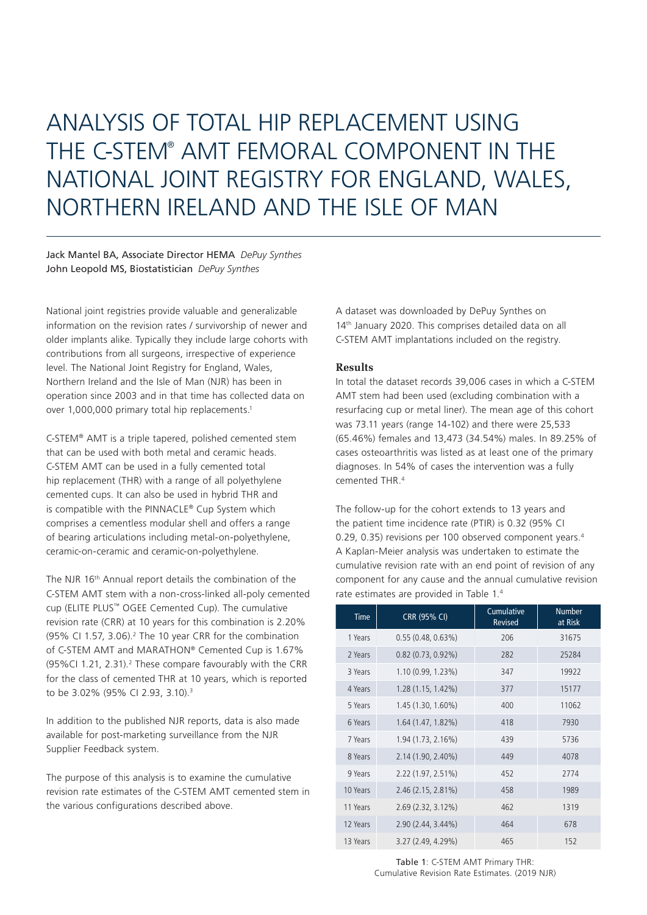# ANALYSIS OF TOTAL HIP REPLACEMENT USING THE C-STEM® AMT FEMORAL COMPONENT IN THE NATIONAL JOINT REGISTRY FOR ENGLAND, WALES, NORTHERN IRELAND AND THE ISLE OF MAN

Jack Mantel BA, Associate Director HEMA *DePuy Synthes*
John Leopold MS, Biostatistician *DePuy Synthes*

National joint registries provide valuable and generalizable information on the revision rates / survivorship of newer and older implants alike. Typically they include large cohorts with contributions from all surgeons, irrespective of experience level. The National Joint Registry for England, Wales, Northern Ireland and the Isle of Man (NJR) has been in operation since 2003 and in that time has collected data on over 1,000,000 primary total hip replacements.[1]

C-STEM® AMT is a triple tapered, polished cemented stem that can be used with both metal and ceramic heads. C-STEM AMT can be used in a fully cemented total hip replacement (THR) with a range of all polyethylene cemented cups. It can also be used in hybrid THR and is compatible with the PINNACLE® Cup System which comprises a cementless modular shell and offers a range of bearing articulations including metal-on-polyethylene, ceramic-on-ceramic and ceramic-on-polyethylene.

The NJR 16th Annual report details the combination of the C-STEM AMT stem with a non-cross-linked all-poly cemented cup (ELITE PLUS™ OGEE Cemented Cup). The cumulative revision rate (CRR) at 10 years for this combination is 2.20% (95% CI 1.57, 3.06).[2] The 10 year CRR for the combination of C-STEM AMT and MARATHON® Cemented Cup is 1.67% (95%CI 1.21, 2.31).[2] These compare favourably with the CRR for the class of cemented THR at 10 years, which is reported to be 3.02% (95% CI 2.93, 3.10).[3]

In addition to the published NJR reports, data is also made available for post-marketing surveillance from the NJR Supplier Feedback system.

The purpose of this analysis is to examine the cumulative revision rate estimates of the C-STEM AMT cemented stem in the various configurations described above.

A dataset was downloaded by DePuy Synthes on 14th January 2020. This comprises detailed data on all C-STEM AMT implantations included on the registry.

## Results

In total the dataset records 39,006 cases in which a C-STEM AMT stem had been used (excluding combination with a resurfacing cup or metal liner). The mean age of this cohort was 73.11 years (range 14-102) and there were 25,533 (65.46%) females and 13,473 (34.54%) males. In 89.25% of cases osteoarthritis was listed as at least one of the primary diagnoses. In 54% of cases the intervention was a fully cemented THR.[4]

The follow-up for the cohort extends to 13 years and the patient time incidence rate (PTIR) is 0.32 (95% CI 0.29, 0.35) revisions per 100 observed component years.[4] A Kaplan-Meier analysis was undertaken to estimate the cumulative revision rate with an end point of revision of any component for any cause and the annual cumulative revision rate estimates are provided in Table 1.[4]

| Time | CRR (95% CI) | Cumulative Revised | Number at Risk |
|---|---|---|---|
| 1 Years | 0.55 (0.48, 0.63%) | 206 | 31675 |
| 2 Years | 0.82 (0.73, 0.92%) | 282 | 25284 |
| 3 Years | 1.10 (0.99, 1.23%) | 347 | 19922 |
| 4 Years | 1.28 (1.15, 1.42%) | 377 | 15177 |
| 5 Years | 1.45 (1.30, 1.60%) | 400 | 11062 |
| 6 Years | 1.64 (1.47, 1.82%) | 418 | 7930 |
| 7 Years | 1.94 (1.73, 2.16%) | 439 | 5736 |
| 8 Years | 2.14 (1.90, 2.40%) | 449 | 4078 |
| 9 Years | 2.22 (1.97, 2.51%) | 452 | 2774 |
| 10 Years | 2.46 (2.15, 2.81%) | 458 | 1989 |
| 11 Years | 2.69 (2.32, 3.12%) | 462 | 1319 |
| 12 Years | 2.90 (2.44, 3.44%) | 464 | 678 |
| 13 Years | 3.27 (2.49, 4.29%) | 465 | 152 |

Table 1: C-STEM AMT Primary THR: Cumulative Revision Rate Estimates. (2019 NJR)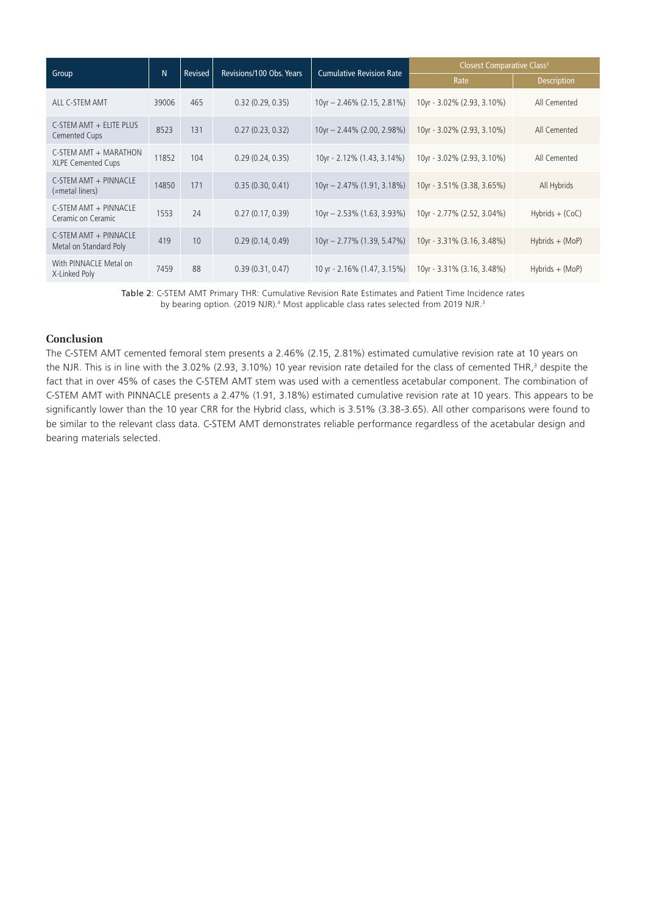| Group | N | Revised | Revisions/100 Obs. Years | Cumulative Revision Rate | Closest Comparative Class[3] | |
|---|---|---|---|---|---|---|
| | | | | | Rate | Description |
| ALL C-STEM AMT | 39006 | 465 | 0.32 (0.29, 0.35) | 10yr – 2.46% (2.15, 2.81%) | 10yr - 3.02% (2.93, 3.10%) | All Cemented |
| C-STEM AMT + ELITE PLUS Cemented Cups | 8523 | 131 | 0.27 (0.23, 0.32) | 10yr – 2.44% (2.00, 2.98%) | 10yr - 3.02% (2.93, 3.10%) | All Cemented |
| C-STEM AMT + MARATHON XLPE Cemented Cups | 11852 | 104 | 0.29 (0.24, 0.35) | 10yr - 2.12% (1.43, 3.14%) | 10yr - 3.02% (2.93, 3.10%) | All Cemented |
| C-STEM AMT + PINNACLE (≠metal liners) | 14850 | 171 | 0.35 (0.30, 0.41) | 10yr – 2.47% (1.91, 3.18%) | 10yr - 3.51% (3.38, 3.65%) | All Hybrids |
| C-STEM AMT + PINNACLE Ceramic on Ceramic | 1553 | 24 | 0.27 (0.17, 0.39) | 10yr – 2.53% (1.63, 3.93%) | 10yr - 2.77% (2.52, 3.04%) | Hybrids + (CoC) |
| C-STEM AMT + PINNACLE Metal on Standard Poly | 419 | 10 | 0.29 (0.14, 0.49) | 10yr – 2.77% (1.39, 5.47%) | 10yr - 3.31% (3.16, 3.48%) | Hybrids + (MoP) |
| With PINNACLE Metal on X-Linked Poly | 7459 | 88 | 0.39 (0.31, 0.47) | 10 yr - 2.16% (1.47, 3.15%) | 10yr - 3.31% (3.16, 3.48%) | Hybrids + (MoP) |

Table 2: C-STEM AMT Primary THR: Cumulative Revision Rate Estimates and Patient Time Incidence rates by bearing option. (2019 NJR).[4] Most applicable class rates selected from 2019 NJR.[3]

## Conclusion

The C-STEM AMT cemented femoral stem presents a 2.46% (2.15, 2.81%) estimated cumulative revision rate at 10 years on the NJR. This is in line with the 3.02% (2.93, 3.10%) 10 year revision rate detailed for the class of cemented THR,[3] despite the fact that in over 45% of cases the C-STEM AMT stem was used with a cementless acetabular component. The combination of C-STEM AMT with PINNACLE presents a 2.47% (1.91, 3.18%) estimated cumulative revision rate at 10 years. This appears to be significantly lower than the 10 year CRR for the Hybrid class, which is 3.51% (3.38-3.65). All other comparisons were found to be similar to the relevant class data. C-STEM AMT demonstrates reliable performance regardless of the acetabular design and bearing materials selected.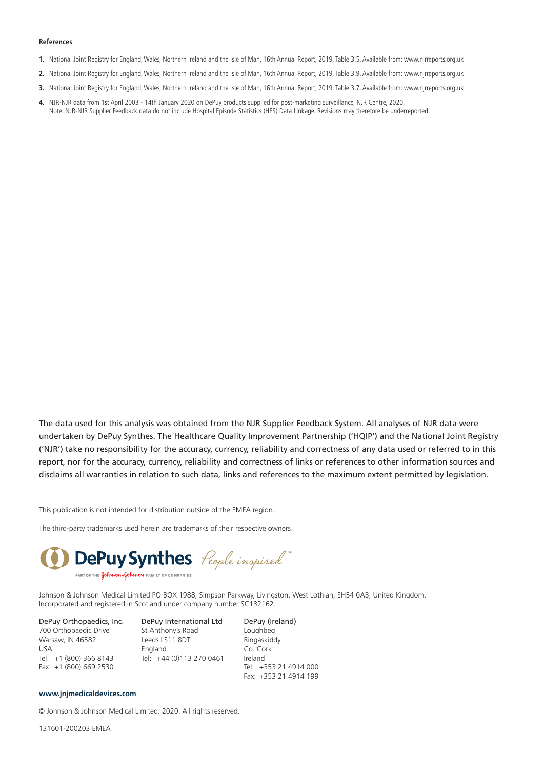**References**

1. National Joint Registry for England, Wales, Northern Ireland and the Isle of Man, 16th Annual Report, 2019, Table 3.5. Available from: www.njrreports.org.uk
2. National Joint Registry for England, Wales, Northern Ireland and the Isle of Man, 16th Annual Report, 2019, Table 3.9. Available from: www.njrreports.org.uk
3. National Joint Registry for England, Wales, Northern Ireland and the Isle of Man, 16th Annual Report, 2019, Table 3.7. Available from: www.njrreports.org.uk
4. NJR-NJR data from 1st April 2003 - 14th January 2020 on DePuy products supplied for post-marketing surveillance, NJR Centre, 2020.
   Note: NJR-NJR Supplier Feedback data do not include Hospital Episode Statistics (HES) Data Linkage. Revisions may therefore be underreported.

The data used for this analysis was obtained from the NJR Supplier Feedback System. All analyses of NJR data were undertaken by DePuy Synthes. The Healthcare Quality Improvement Partnership ('HQIP') and the National Joint Registry ('NJR') take no responsibility for the accuracy, currency, reliability and correctness of any data used or referred to in this report, nor for the accuracy, currency, reliability and correctness of links or references to other information sources and disclaims all warranties in relation to such data, links and references to the maximum extent permitted by legislation.

This publication is not intended for distribution outside of the EMEA region.

The third-party trademarks used herein are trademarks of their respective owners.

DePuy Synthes *People inspired*™

PART OF THE Johnson & Johnson FAMILY OF COMPANIES

Johnson & Johnson Medical Limited PO BOX 1988, Simpson Parkway, Livingston, West Lothian, EH54 0AB, United Kingdom.
Incorporated and registered in Scotland under company number SC132162.

DePuy Orthopaedics, Inc.
700 Orthopaedic Drive
Warsaw, IN 46582
USA
Tel: +1 (800) 366 8143
Fax: +1 (800) 669 2530

DePuy International Ltd
St Anthony's Road
Leeds LS11 8DT
England
Tel: +44 (0)113 270 0461

DePuy (Ireland)
Loughbeg
Ringaskiddy
Co. Cork
Ireland
Tel: +353 21 4914 000
Fax: +353 21 4914 199

**www.jnjmedicaldevices.com**

© Johnson & Johnson Medical Limited. 2020. All rights reserved.

131601-200203 EMEA